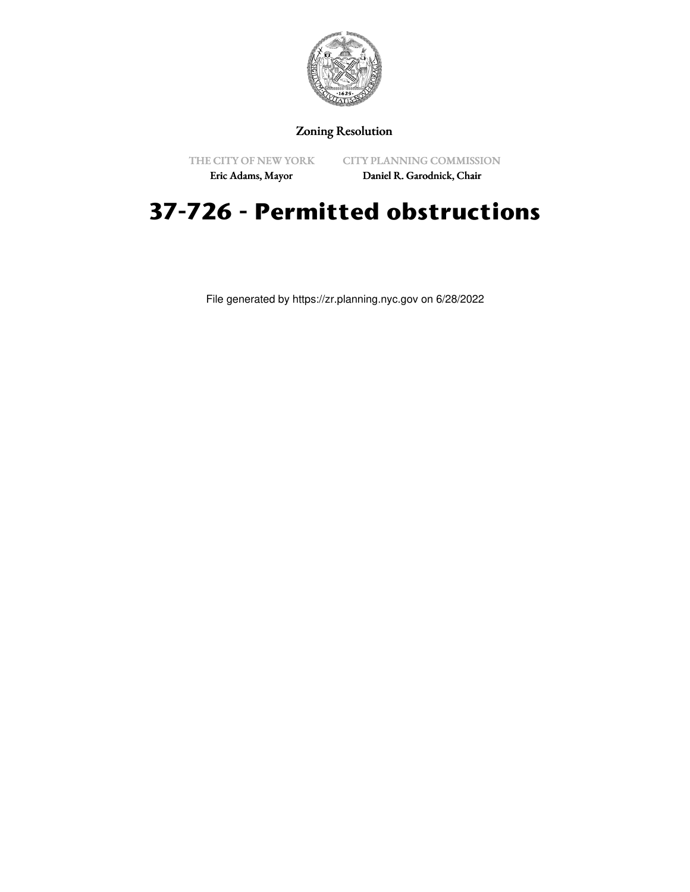Zoning Resolution

THE CITY OF NEW YORK
Eric Adams, Mayor

CITY PLANNING COMMISSION
Daniel R. Garodnick, Chair

# 37-726 - Permitted obstructions

File generated by https://zr.planning.nyc.gov on 6/28/2022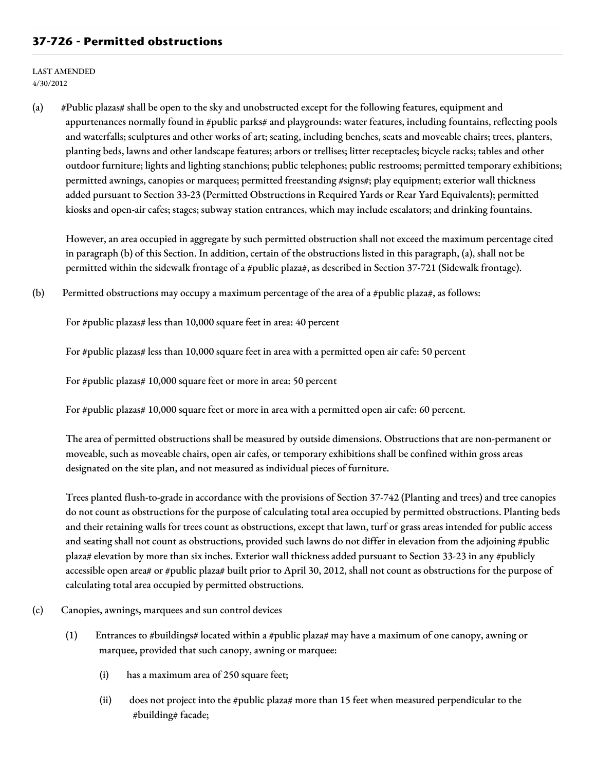## 37-726 - Permitted obstructions

LAST AMENDED
4/30/2012

(a) #Public plazas# shall be open to the sky and unobstructed except for the following features, equipment and appurtenances normally found in #public parks# and playgrounds: water features, including fountains, reflecting pools and waterfalls; sculptures and other works of art; seating, including benches, seats and moveable chairs; trees, planters, planting beds, lawns and other landscape features; arbors or trellises; litter receptacles; bicycle racks; tables and other outdoor furniture; lights and lighting stanchions; public telephones; public restrooms; permitted temporary exhibitions; permitted awnings, canopies or marquees; permitted freestanding #signs#; play equipment; exterior wall thickness added pursuant to Section 33-23 (Permitted Obstructions in Required Yards or Rear Yard Equivalents); permitted kiosks and open-air cafes; stages; subway station entrances, which may include escalators; and drinking fountains.

However, an area occupied in aggregate by such permitted obstruction shall not exceed the maximum percentage cited in paragraph (b) of this Section. In addition, certain of the obstructions listed in this paragraph, (a), shall not be permitted within the sidewalk frontage of a #public plaza#, as described in Section 37-721 (Sidewalk frontage).

(b) Permitted obstructions may occupy a maximum percentage of the area of a #public plaza#, as follows:

For #public plazas# less than 10,000 square feet in area: 40 percent

For #public plazas# less than 10,000 square feet in area with a permitted open air cafe: 50 percent

For #public plazas# 10,000 square feet or more in area: 50 percent

For #public plazas# 10,000 square feet or more in area with a permitted open air cafe: 60 percent.

The area of permitted obstructions shall be measured by outside dimensions. Obstructions that are non-permanent or moveable, such as moveable chairs, open air cafes, or temporary exhibitions shall be confined within gross areas designated on the site plan, and not measured as individual pieces of furniture.

Trees planted flush-to-grade in accordance with the provisions of Section 37-742 (Planting and trees) and tree canopies do not count as obstructions for the purpose of calculating total area occupied by permitted obstructions. Planting beds and their retaining walls for trees count as obstructions, except that lawn, turf or grass areas intended for public access and seating shall not count as obstructions, provided such lawns do not differ in elevation from the adjoining #public plaza# elevation by more than six inches. Exterior wall thickness added pursuant to Section 33-23 in any #publicly accessible open area# or #public plaza# built prior to April 30, 2012, shall not count as obstructions for the purpose of calculating total area occupied by permitted obstructions.

(c) Canopies, awnings, marquees and sun control devices

(1) Entrances to #buildings# located within a #public plaza# may have a maximum of one canopy, awning or marquee, provided that such canopy, awning or marquee:

(i) has a maximum area of 250 square feet;

(ii) does not project into the #public plaza# more than 15 feet when measured perpendicular to the #building# facade;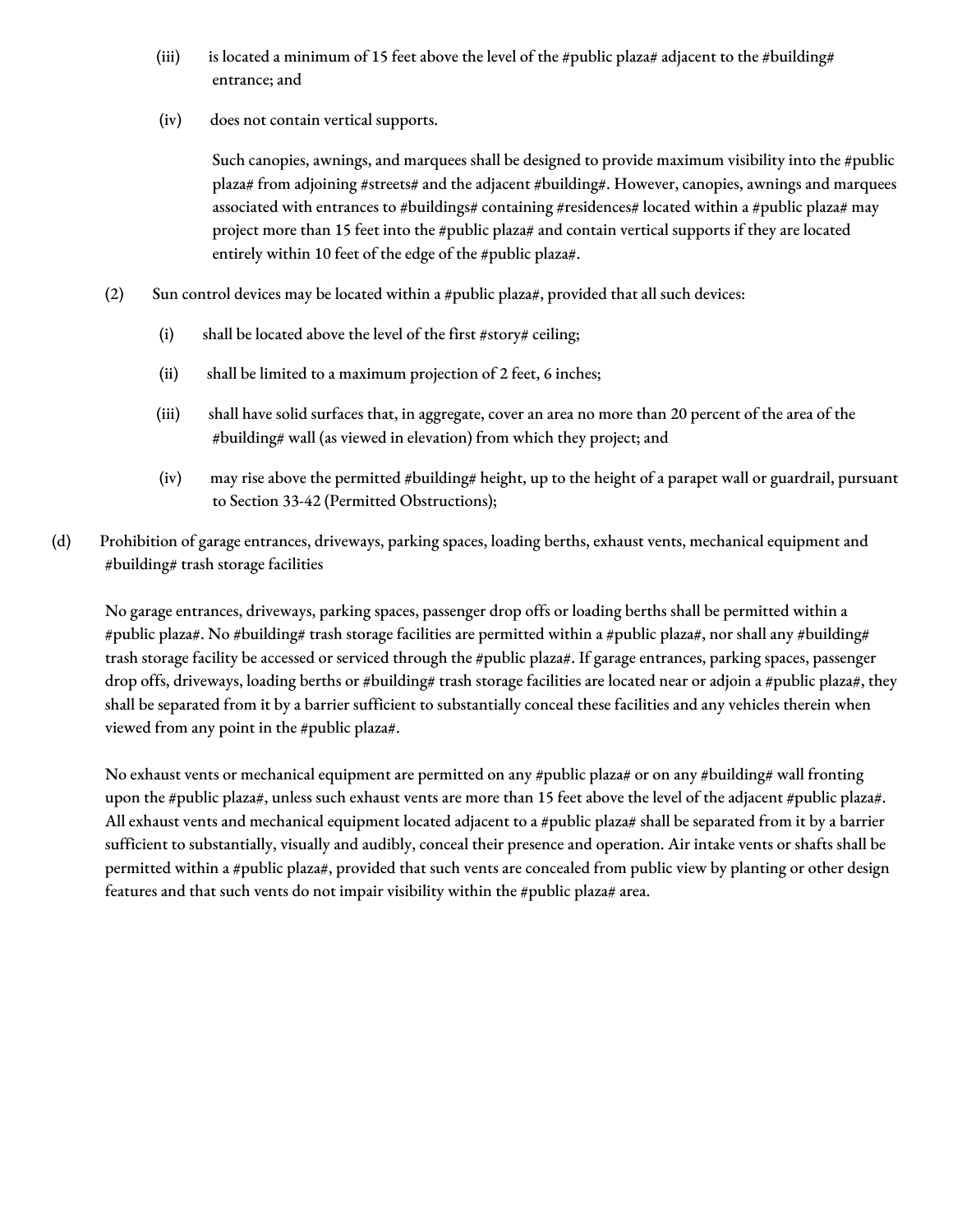(iii) is located a minimum of 15 feet above the level of the #public plaza# adjacent to the #building# entrance; and

(iv) does not contain vertical supports.

Such canopies, awnings, and marquees shall be designed to provide maximum visibility into the #public plaza# from adjoining #streets# and the adjacent #building#. However, canopies, awnings and marquees associated with entrances to #buildings# containing #residences# located within a #public plaza# may project more than 15 feet into the #public plaza# and contain vertical supports if they are located entirely within 10 feet of the edge of the #public plaza#.

(2) Sun control devices may be located within a #public plaza#, provided that all such devices:

(i) shall be located above the level of the first #story# ceiling;

(ii) shall be limited to a maximum projection of 2 feet, 6 inches;

(iii) shall have solid surfaces that, in aggregate, cover an area no more than 20 percent of the area of the #building# wall (as viewed in elevation) from which they project; and

(iv) may rise above the permitted #building# height, up to the height of a parapet wall or guardrail, pursuant to Section 33-42 (Permitted Obstructions);

(d) Prohibition of garage entrances, driveways, parking spaces, loading berths, exhaust vents, mechanical equipment and #building# trash storage facilities

No garage entrances, driveways, parking spaces, passenger drop offs or loading berths shall be permitted within a #public plaza#. No #building# trash storage facilities are permitted within a #public plaza#, nor shall any #building# trash storage facility be accessed or serviced through the #public plaza#. If garage entrances, parking spaces, passenger drop offs, driveways, loading berths or #building# trash storage facilities are located near or adjoin a #public plaza#, they shall be separated from it by a barrier sufficient to substantially conceal these facilities and any vehicles therein when viewed from any point in the #public plaza#.

No exhaust vents or mechanical equipment are permitted on any #public plaza# or on any #building# wall fronting upon the #public plaza#, unless such exhaust vents are more than 15 feet above the level of the adjacent #public plaza#. All exhaust vents and mechanical equipment located adjacent to a #public plaza# shall be separated from it by a barrier sufficient to substantially, visually and audibly, conceal their presence and operation. Air intake vents or shafts shall be permitted within a #public plaza#, provided that such vents are concealed from public view by planting or other design features and that such vents do not impair visibility within the #public plaza# area.